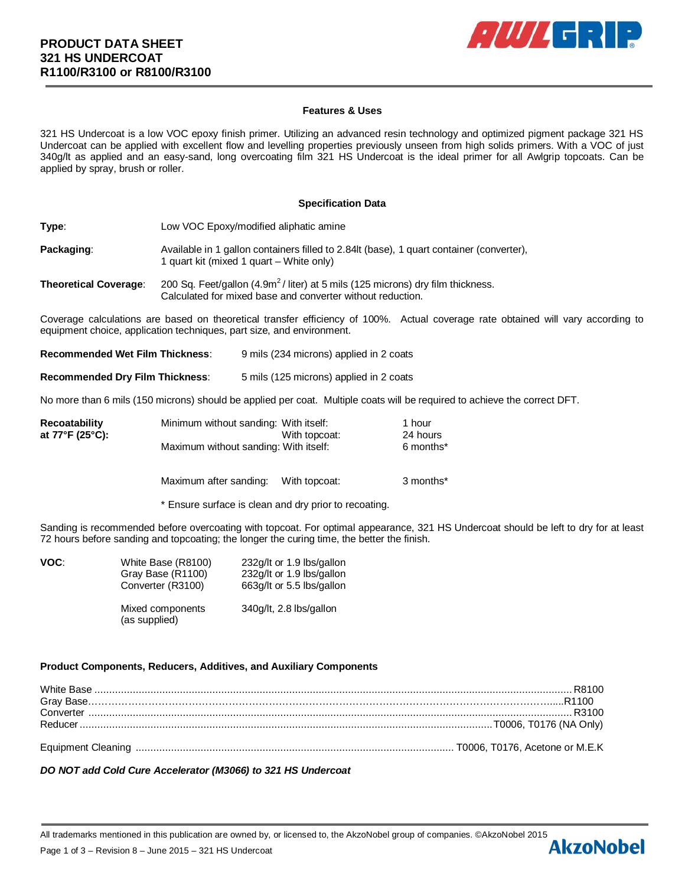# PRODUCT DATA SHEET
# 321 HS UNDERCOAT
# R1100/R3100 or R8100/R3100

## Features & Uses

321 HS Undercoat is a low VOC epoxy finish primer. Utilizing an advanced resin technology and optimized pigment package 321 HS Undercoat can be applied with excellent flow and levelling properties previously unseen from high solids primers. With a VOC of just 340g/lt as applied and an easy-sand, long overcoating film 321 HS Undercoat is the ideal primer for all Awlgrip topcoats. Can be applied by spray, brush or roller.

## Specification Data

**Type**: Low VOC Epoxy/modified aliphatic amine

**Packaging**: Available in 1 gallon containers filled to 2.84lt (base), 1 quart container (converter), 1 quart kit (mixed 1 quart – White only)

**Theoretical Coverage**: 200 Sq. Feet/gallon (4.9m$^2$ / liter) at 5 mils (125 microns) dry film thickness. Calculated for mixed base and converter without reduction.

Coverage calculations are based on theoretical transfer efficiency of 100%. Actual coverage rate obtained will vary according to equipment choice, application techniques, part size, and environment.

**Recommended Wet Film Thickness**: 9 mils (234 microns) applied in 2 coats

**Recommended Dry Film Thickness**: 5 mils (125 microns) applied in 2 coats

No more than 6 mils (150 microns) should be applied per coat. Multiple coats will be required to achieve the correct DFT.

**Recoatability at 77°F (25°C):**

| | | |
|---|---|---|
| Minimum without sanding: | With itself: | 1 hour |
| | With topcoat: | 24 hours |
| Maximum without sanding: | With itself: | 6 months* |
| Maximum after sanding: | With topcoat: | 3 months* |

\* Ensure surface is clean and dry prior to recoating.

Sanding is recommended before overcoating with topcoat. For optimal appearance, 321 HS Undercoat should be left to dry for at least 72 hours before sanding and topcoating; the longer the curing time, the better the finish.

**VOC**:

| | |
|---|---|
| White Base (R8100) | 232g/lt or 1.9 lbs/gallon |
| Gray Base (R1100) | 232g/lt or 1.9 lbs/gallon |
| Converter (R3100) | 663g/lt or 5.5 lbs/gallon |
| Mixed components (as supplied) | 340g/lt, 2.8 lbs/gallon |

### Product Components, Reducers, Additives, and Auxiliary Components

| | |
|---|---|
| White Base | R8100 |
| Gray Base | R1100 |
| Converter | R3100 |
| Reducer | T0006, T0176 (NA Only) |
| Equipment Cleaning | T0006, T0176, Acetone or M.E.K |

***DO NOT add Cold Cure Accelerator (M3066) to 321 HS Undercoat***

All trademarks mentioned in this publication are owned by, or licensed to, the AkzoNobel group of companies. ©AkzoNobel 2015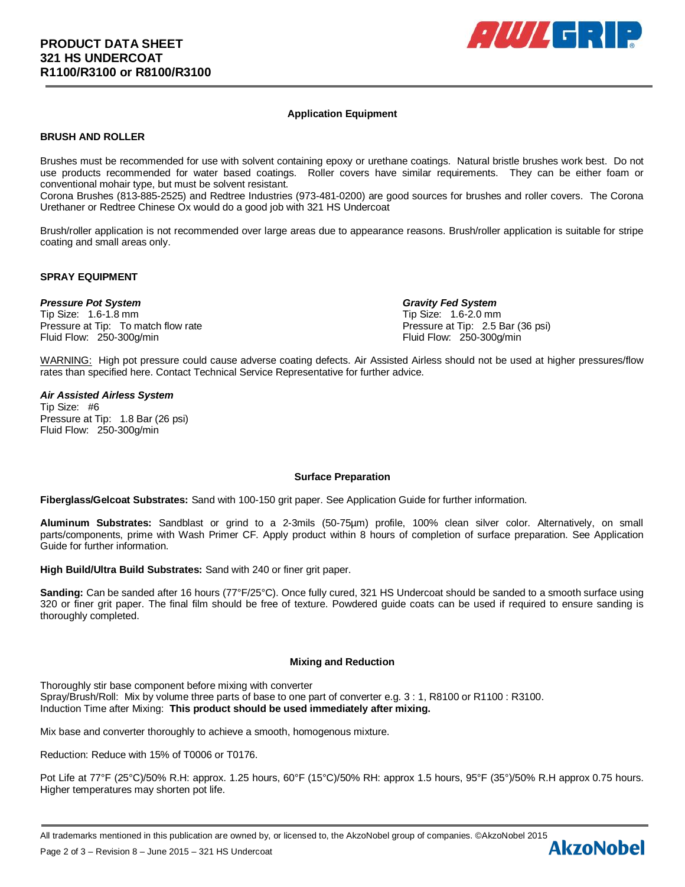## Application Equipment

### BRUSH AND ROLLER

Brushes must be recommended for use with solvent containing epoxy or urethane coatings. Natural bristle brushes work best. Do not use products recommended for water based coatings. Roller covers have similar requirements. They can be either foam or conventional mohair type, but must be solvent resistant.
Corona Brushes (813-885-2525) and Redtree Industries (973-481-0200) are good sources for brushes and roller covers. The Corona Urethaner or Redtree Chinese Ox would do a good job with 321 HS Undercoat

Brush/roller application is not recommended over large areas due to appearance reasons. Brush/roller application is suitable for stripe coating and small areas only.

### SPRAY EQUIPMENT

***Pressure Pot System***
Tip Size: 1.6-1.8 mm
Pressure at Tip: To match flow rate
Fluid Flow: 250-300g/min

***Gravity Fed System***
Tip Size: 1.6-2.0 mm
Pressure at Tip: 2.5 Bar (36 psi)
Fluid Flow: 250-300g/min

WARNING: High pot pressure could cause adverse coating defects. Air Assisted Airless should not be used at higher pressures/flow rates than specified here. Contact Technical Service Representative for further advice.

***Air Assisted Airless System***
Tip Size: #6
Pressure at Tip: 1.8 Bar (26 psi)
Fluid Flow: 250-300g/min

## Surface Preparation

**Fiberglass/Gelcoat Substrates:** Sand with 100-150 grit paper. See Application Guide for further information.

**Aluminum Substrates:** Sandblast or grind to a 2-3mils (50-75µm) profile, 100% clean silver color. Alternatively, on small parts/components, prime with Wash Primer CF. Apply product within 8 hours of completion of surface preparation. See Application Guide for further information.

**High Build/Ultra Build Substrates:** Sand with 240 or finer grit paper.

**Sanding:** Can be sanded after 16 hours (77°F/25°C). Once fully cured, 321 HS Undercoat should be sanded to a smooth surface using 320 or finer grit paper. The final film should be free of texture. Powdered guide coats can be used if required to ensure sanding is thoroughly completed.

## Mixing and Reduction

Thoroughly stir base component before mixing with converter
Spray/Brush/Roll: Mix by volume three parts of base to one part of converter e.g. 3 : 1, R8100 or R1100 : R3100.
Induction Time after Mixing: **This product should be used immediately after mixing.**

Mix base and converter thoroughly to achieve a smooth, homogenous mixture.

Reduction: Reduce with 15% of T0006 or T0176.

Pot Life at 77°F (25°C)/50% R.H: approx. 1.25 hours, 60°F (15°C)/50% RH: approx 1.5 hours, 95°F (35°)/50% R.H approx 0.75 hours. Higher temperatures may shorten pot life.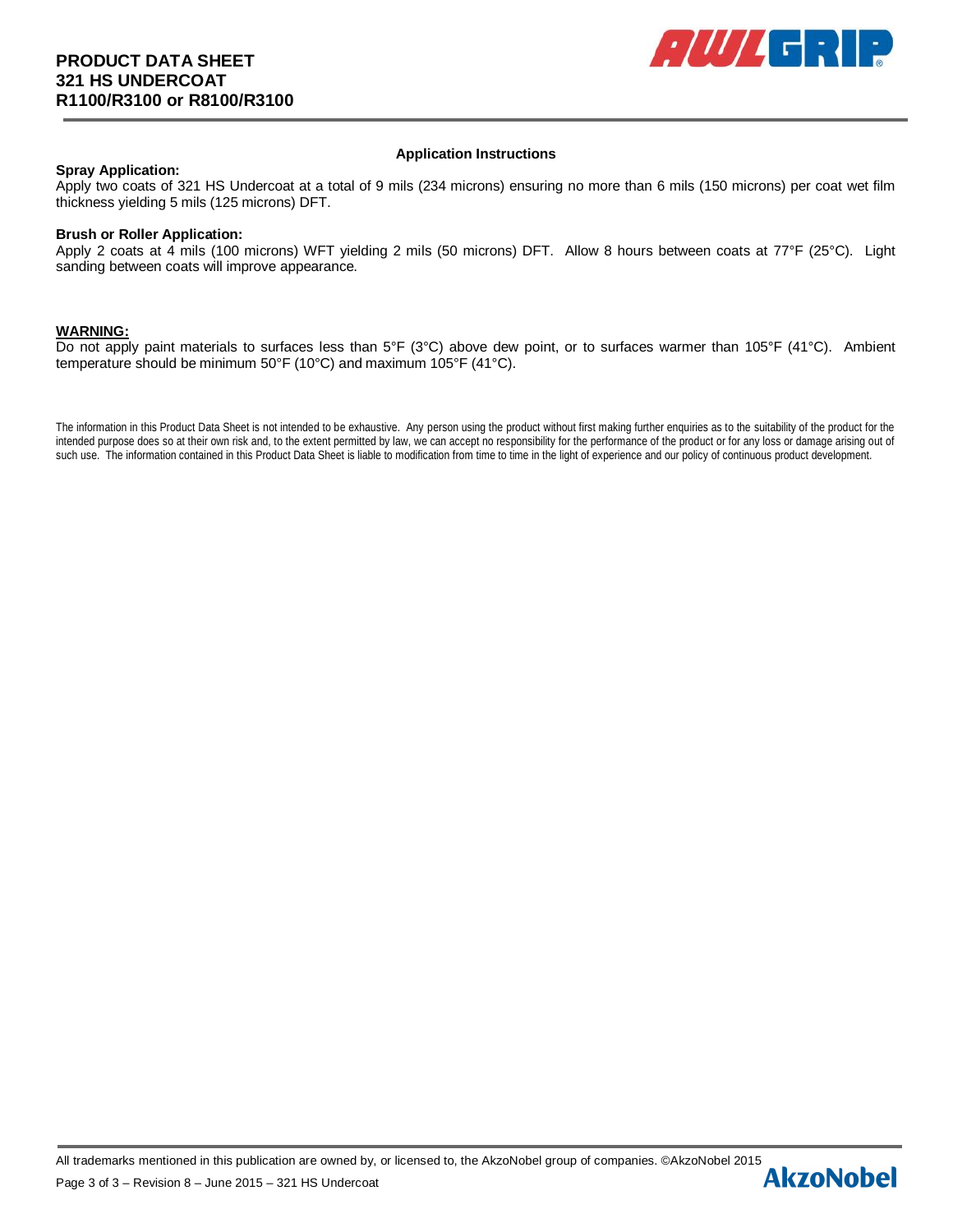## Application Instructions

**Spray Application:**
Apply two coats of 321 HS Undercoat at a total of 9 mils (234 microns) ensuring no more than 6 mils (150 microns) per coat wet film thickness yielding 5 mils (125 microns) DFT.

**Brush or Roller Application:**
Apply 2 coats at 4 mils (100 microns) WFT yielding 2 mils (50 microns) DFT. Allow 8 hours between coats at 77°F (25°C). Light sanding between coats will improve appearance.

**WARNING:**
Do not apply paint materials to surfaces less than 5°F (3°C) above dew point, or to surfaces warmer than 105°F (41°C). Ambient temperature should be minimum 50°F (10°C) and maximum 105°F (41°C).

The information in this Product Data Sheet is not intended to be exhaustive. Any person using the product without first making further enquiries as to the suitability of the product for the intended purpose does so at their own risk and, to the extent permitted by law, we can accept no responsibility for the performance of the product or for any loss or damage arising out of such use. The information contained in this Product Data Sheet is liable to modification from time to time in the light of experience and our policy of continuous product development.

All trademarks mentioned in this publication are owned by, or licensed to, the AkzoNobel group of companies. ©AkzoNobel 2015